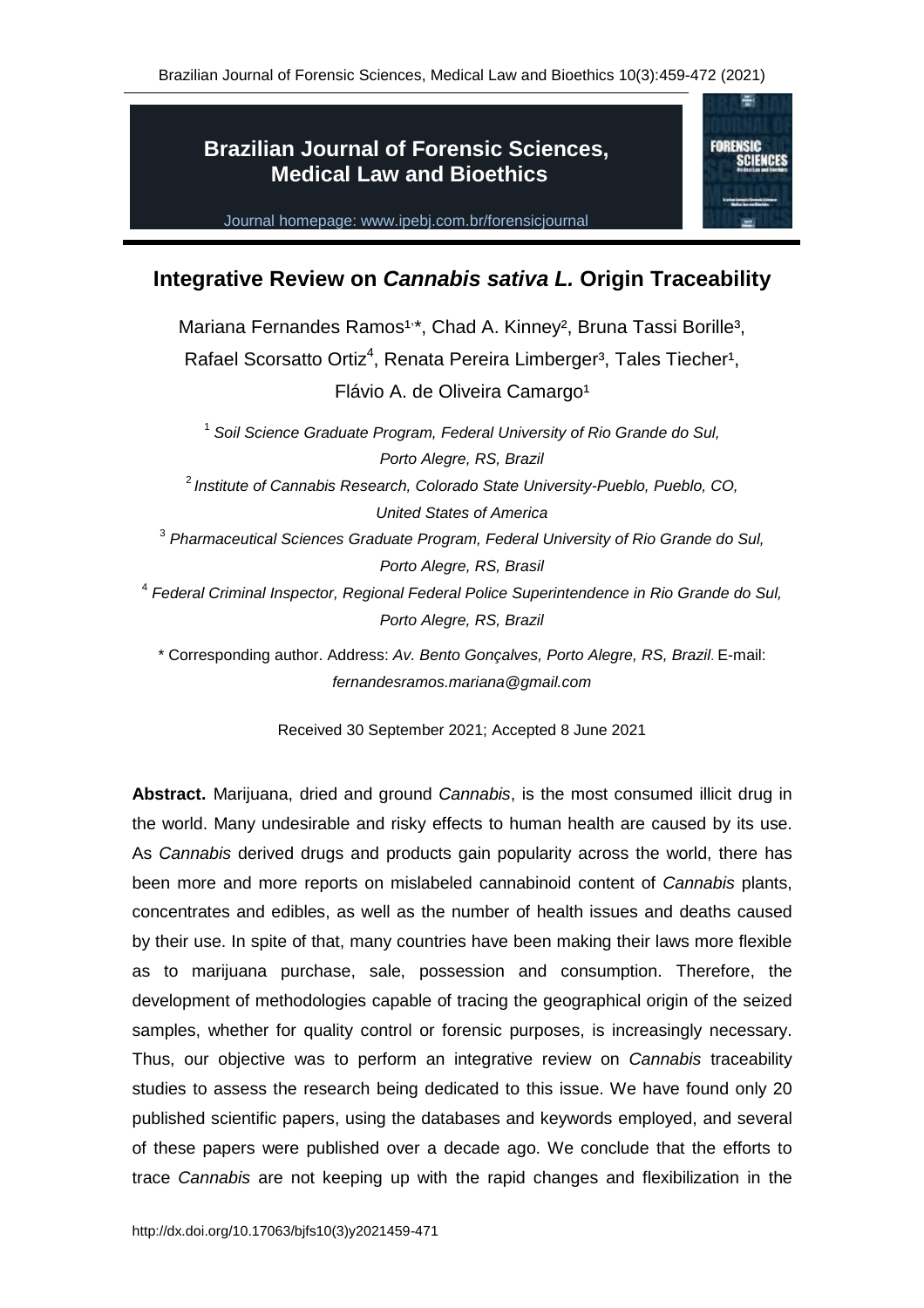# Brazilian Journal of Forensic Sciences, Medical Law and Bioethics

Journal homepage: www.ipebj.com.br/forensicjournal

## Integrative Review on *Cannabis sativa L.* Origin Traceability

Mariana Fernandes Ramos[1,*], Chad A. Kinney[2], Bruna Tassi Borille[3], Rafael Scorsatto Ortiz[4], Renata Pereira Limberger[3], Tales Tiecher[1], Flávio A. de Oliveira Camargo[1]

[1] *Soil Science Graduate Program, Federal University of Rio Grande do Sul, Porto Alegre, RS, Brazil*

[2] *Institute of Cannabis Research, Colorado State University-Pueblo, Pueblo, CO, United States of America*

[3] *Pharmaceutical Sciences Graduate Program, Federal University of Rio Grande do Sul, Porto Alegre, RS, Brasil*

[4] *Federal Criminal Inspector, Regional Federal Police Superintendence in Rio Grande do Sul, Porto Alegre, RS, Brazil*

\* Corresponding author. Address: *Av. Bento Gonçalves, Porto Alegre, RS, Brazil.* E-mail: *fernandesramos.mariana@gmail.com*

Received 30 September 2021; Accepted 8 June 2021

**Abstract.** Marijuana, dried and ground *Cannabis*, is the most consumed illicit drug in the world. Many undesirable and risky effects to human health are caused by its use. As *Cannabis* derived drugs and products gain popularity across the world, there has been more and more reports on mislabeled cannabinoid content of *Cannabis* plants, concentrates and edibles, as well as the number of health issues and deaths caused by their use. In spite of that, many countries have been making their laws more flexible as to marijuana purchase, sale, possession and consumption. Therefore, the development of methodologies capable of tracing the geographical origin of the seized samples, whether for quality control or forensic purposes, is increasingly necessary. Thus, our objective was to perform an integrative review on *Cannabis* traceability studies to assess the research being dedicated to this issue. We have found only 20 published scientific papers, using the databases and keywords employed, and several of these papers were published over a decade ago. We conclude that the efforts to trace *Cannabis* are not keeping up with the rapid changes and flexibilization in the

http://dx.doi.org/10.17063/bjfs10(3)y2021459-471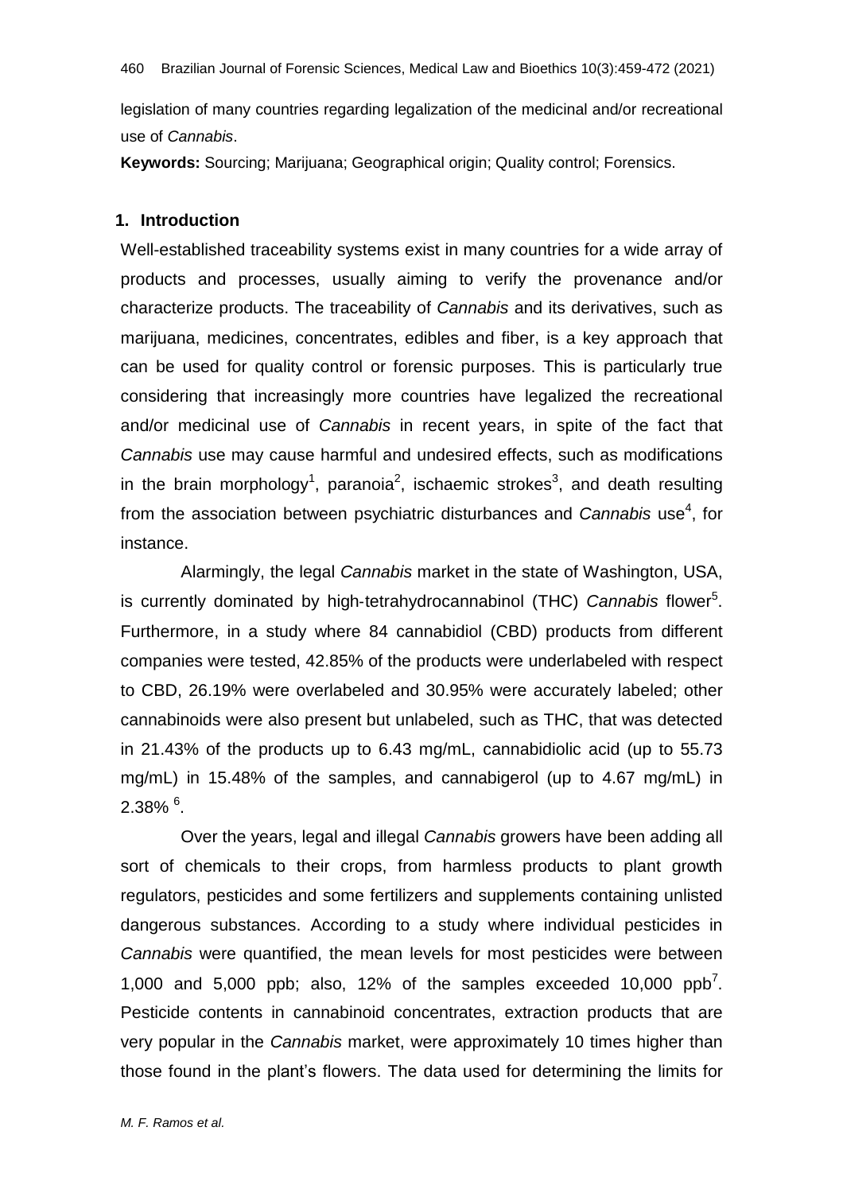legislation of many countries regarding legalization of the medicinal and/or recreational use of *Cannabis*.

**Keywords:** Sourcing; Marijuana; Geographical origin; Quality control; Forensics.

## 1. Introduction

Well-established traceability systems exist in many countries for a wide array of products and processes, usually aiming to verify the provenance and/or characterize products. The traceability of *Cannabis* and its derivatives, such as marijuana, medicines, concentrates, edibles and fiber, is a key approach that can be used for quality control or forensic purposes. This is particularly true considering that increasingly more countries have legalized the recreational and/or medicinal use of *Cannabis* in recent years, in spite of the fact that *Cannabis* use may cause harmful and undesired effects, such as modifications in the brain morphology[1], paranoia[2], ischaemic strokes[3], and death resulting from the association between psychiatric disturbances and *Cannabis* use[4], for instance.

Alarmingly, the legal *Cannabis* market in the state of Washington, USA, is currently dominated by high-tetrahydrocannabinol (THC) *Cannabis* flower[5]. Furthermore, in a study where 84 cannabidiol (CBD) products from different companies were tested, 42.85% of the products were underlabeled with respect to CBD, 26.19% were overlabeled and 30.95% were accurately labeled; other cannabinoids were also present but unlabeled, such as THC, that was detected in 21.43% of the products up to 6.43 mg/mL, cannabidiolic acid (up to 55.73 mg/mL) in 15.48% of the samples, and cannabigerol (up to 4.67 mg/mL) in 2.38% [6].

Over the years, legal and illegal *Cannabis* growers have been adding all sort of chemicals to their crops, from harmless products to plant growth regulators, pesticides and some fertilizers and supplements containing unlisted dangerous substances. According to a study where individual pesticides in *Cannabis* were quantified, the mean levels for most pesticides were between 1,000 and 5,000 ppb; also, 12% of the samples exceeded 10,000 ppb[7]. Pesticide contents in cannabinoid concentrates, extraction products that are very popular in the *Cannabis* market, were approximately 10 times higher than those found in the plant's flowers. The data used for determining the limits for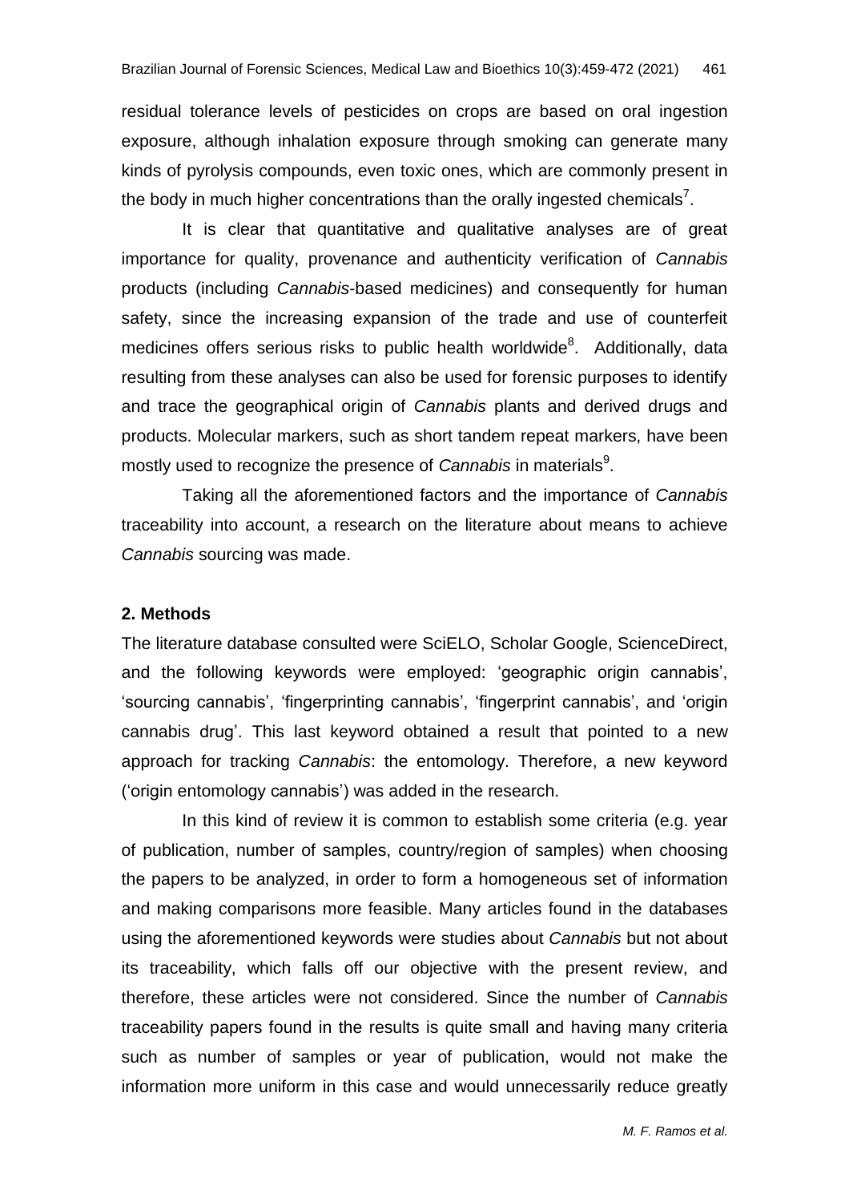residual tolerance levels of pesticides on crops are based on oral ingestion exposure, although inhalation exposure through smoking can generate many kinds of pyrolysis compounds, even toxic ones, which are commonly present in the body in much higher concentrations than the orally ingested chemicals[7].

It is clear that quantitative and qualitative analyses are of great importance for quality, provenance and authenticity verification of *Cannabis* products (including *Cannabis*-based medicines) and consequently for human safety, since the increasing expansion of the trade and use of counterfeit medicines offers serious risks to public health worldwide[8]. Additionally, data resulting from these analyses can also be used for forensic purposes to identify and trace the geographical origin of *Cannabis* plants and derived drugs and products. Molecular markers, such as short tandem repeat markers, have been mostly used to recognize the presence of *Cannabis* in materials[9].

Taking all the aforementioned factors and the importance of *Cannabis* traceability into account, a research on the literature about means to achieve *Cannabis* sourcing was made.

## 2. Methods

The literature database consulted were SciELO, Scholar Google, ScienceDirect, and the following keywords were employed: 'geographic origin cannabis', 'sourcing cannabis', 'fingerprinting cannabis', 'fingerprint cannabis', and 'origin cannabis drug'. This last keyword obtained a result that pointed to a new approach for tracking *Cannabis*: the entomology. Therefore, a new keyword ('origin entomology cannabis') was added in the research.

In this kind of review it is common to establish some criteria (e.g. year of publication, number of samples, country/region of samples) when choosing the papers to be analyzed, in order to form a homogeneous set of information and making comparisons more feasible. Many articles found in the databases using the aforementioned keywords were studies about *Cannabis* but not about its traceability, which falls off our objective with the present review, and therefore, these articles were not considered. Since the number of *Cannabis* traceability papers found in the results is quite small and having many criteria such as number of samples or year of publication, would not make the information more uniform in this case and would unnecessarily reduce greatly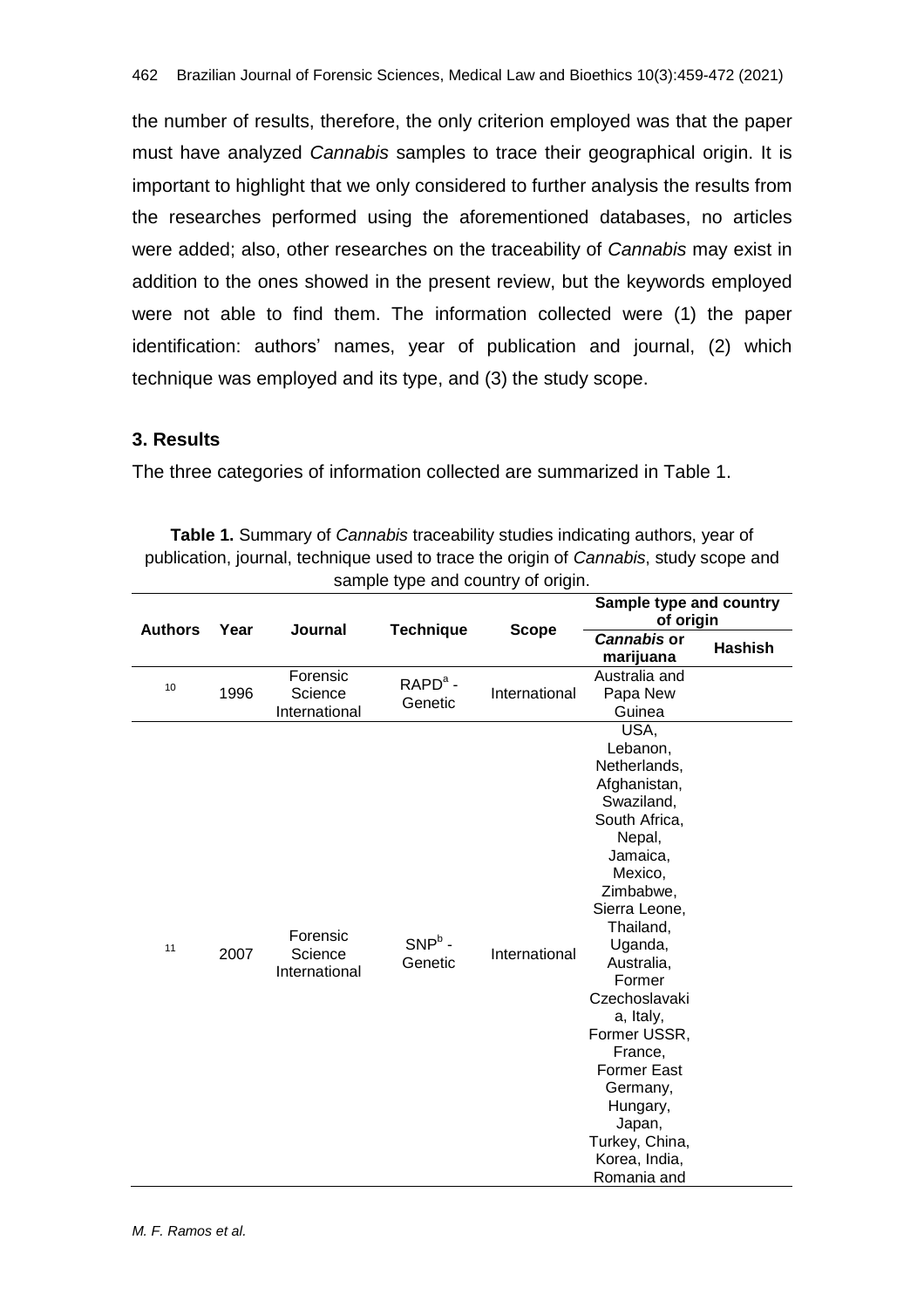the number of results, therefore, the only criterion employed was that the paper must have analyzed *Cannabis* samples to trace their geographical origin. It is important to highlight that we only considered to further analysis the results from the researches performed using the aforementioned databases, no articles were added; also, other researches on the traceability of *Cannabis* may exist in addition to the ones showed in the present review, but the keywords employed were not able to find them. The information collected were (1) the paper identification: authors' names, year of publication and journal, (2) which technique was employed and its type, and (3) the study scope.

## 3. Results

The three categories of information collected are summarized in Table 1.

**Table 1.** Summary of *Cannabis* traceability studies indicating authors, year of publication, journal, technique used to trace the origin of *Cannabis*, study scope and sample type and country of origin.

| Authors | Year | Journal | Technique | Scope | Sample type and country of origin | |
|---|---|---|---|---|---|---|
| | | | | | ***Cannabis* or marijuana** | **Hashish** |
| 10 | 1996 | Forensic Science International | RAPD[a] - Genetic | International | Australia and Papa New Guinea | |
| 11 | 2007 | Forensic Science International | SNP[b] - Genetic | International | USA, Lebanon, Netherlands, Afghanistan, Swaziland, South Africa, Nepal, Jamaica, Mexico, Zimbabwe, Sierra Leone, Thailand, Uganda, Australia, Former Czechoslavakia, Italy, Former USSR, France, Former East Germany, Hungary, Japan, Turkey, China, Korea, India, Romania and | |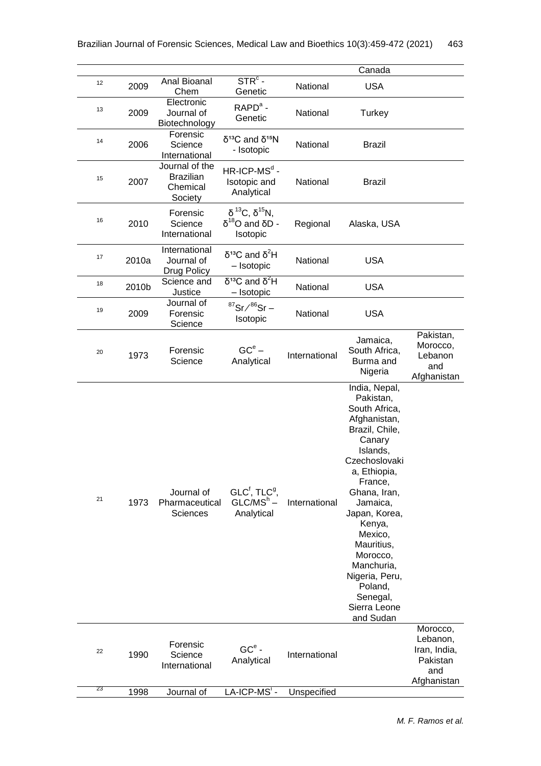| | | | | | | |
|---|---|---|---|---|---|---|
| | | | | | Canada | |
| 12 | 2009 | Anal Bioanal Chem | STR[c] - Genetic | National | USA | |
| 13 | 2009 | Electronic Journal of Biotechnology | RAPD[a] - Genetic | National | Turkey | |
| 14 | 2006 | Forensic Science International | $\delta^{13}C$ and $\delta^{15}N$ - Isotopic | National | Brazil | |
| 15 | 2007 | Journal of the Brazilian Chemical Society | HR-ICP-MS[d] - Isotopic and Analytical | National | Brazil | |
| 16 | 2010 | Forensic Science International | $\delta^{13}C$, $\delta^{15}N$, $\delta^{18}O$ and $\delta D$ - Isotopic | Regional | Alaska, USA | |
| 17 | 2010a | International Journal of Drug Policy | $\delta^{13}C$ and $\delta^{2}H$ – Isotopic | National | USA | |
| 18 | 2010b | Science and Justice | $\delta^{13}C$ and $\delta^{2}H$ – Isotopic | National | USA | |
| 19 | 2009 | Journal of Forensic Science | $^{87}Sr/^{86}Sr$ – Isotopic | National | USA | |
| 20 | 1973 | Forensic Science | GC[e] – Analytical | International | Jamaica, South Africa, Burma and Nigeria | Pakistan, Morocco, Lebanon and Afghanistan |
| 21 | 1973 | Journal of Pharmaceutical Sciences | GLC[f], TLC[g], GLC/MS[h] – Analytical | International | India, Nepal, Pakistan, South Africa, Afghanistan, Brazil, Chile, Canary Islands, Czechoslovakia, Ethiopia, France, Ghana, Iran, Jamaica, Japan, Korea, Kenya, Mexico, Mauritius, Morocco, Manchuria, Nigeria, Peru, Poland, Senegal, Sierra Leone and Sudan | |
| 22 | 1990 | Forensic Science International | GC[e] - Analytical | International | | Morocco, Lebanon, Iran, India, Pakistan and Afghanistan |
| 23 | 1998 | Journal of | LA-ICP-MS[i] - | Unspecified | | |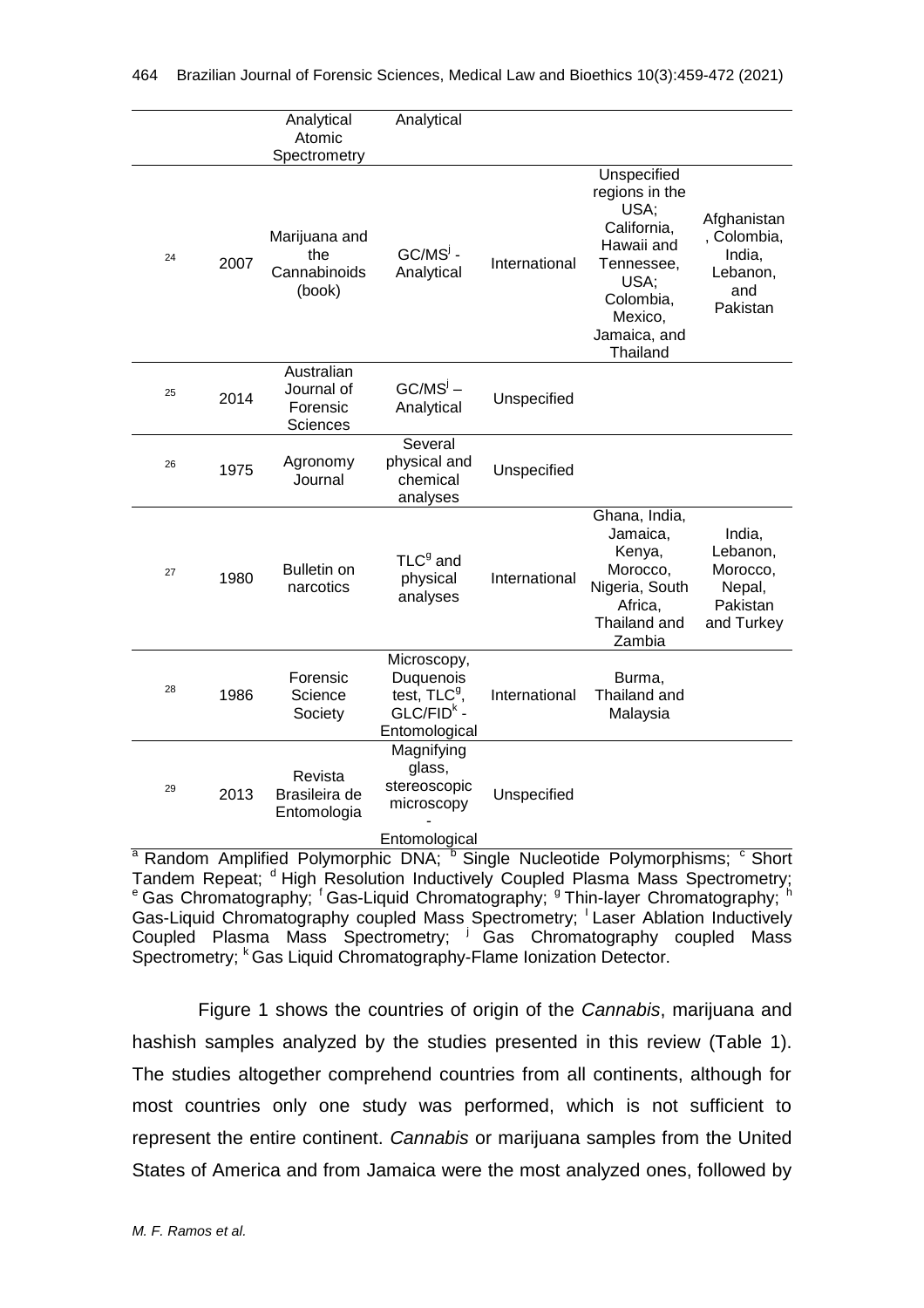|  |  | Analytical Atomic Spectrometry | Analytical |  |  |  |
|---|---|---|---|---|---|---|
| 24 | 2007 | Marijuana and the Cannabinoids (book) | GC/MS[j] - Analytical | International | Unspecified regions in the USA; California, Hawaii and Tennessee, USA; Colombia, Mexico, Jamaica, and Thailand | Afghanistan, Colombia, India, Lebanon, and Pakistan |
| 25 | 2014 | Australian Journal of Forensic Sciences | GC/MS[j] – Analytical | Unspecified |  |  |
| 26 | 1975 | Agronomy Journal | Several physical and chemical analyses | Unspecified |  |  |
| 27 | 1980 | Bulletin on narcotics | TLC[g] and physical analyses | International | Ghana, India, Jamaica, Kenya, Morocco, Nigeria, South Africa, Thailand and Zambia | India, Lebanon, Morocco, Nepal, Pakistan and Turkey |
| 28 | 1986 | Forensic Science Society | Microscopy, Duquenois test, TLC[g], GLC/FID[k] - Entomological | International | Burma, Thailand and Malaysia |  |
| 29 | 2013 | Revista Brasileira de Entomologia | Magnifying glass, stereoscopic microscopy - Entomological | Unspecified |  |  |

[a] Random Amplified Polymorphic DNA; [b] Single Nucleotide Polymorphisms; [c] Short Tandem Repeat; [d] High Resolution Inductively Coupled Plasma Mass Spectrometry; [e] Gas Chromatography; [f] Gas-Liquid Chromatography; [g] Thin-layer Chromatography; [h] Gas-Liquid Chromatography coupled Mass Spectrometry; [i] Laser Ablation Inductively Coupled Plasma Mass Spectrometry; [j] Gas Chromatography coupled Mass Spectrometry; [k] Gas Liquid Chromatography-Flame Ionization Detector.

Figure 1 shows the countries of origin of the *Cannabis*, marijuana and hashish samples analyzed by the studies presented in this review (Table 1). The studies altogether comprehend countries from all continents, although for most countries only one study was performed, which is not sufficient to represent the entire continent. *Cannabis* or marijuana samples from the United States of America and from Jamaica were the most analyzed ones, followed by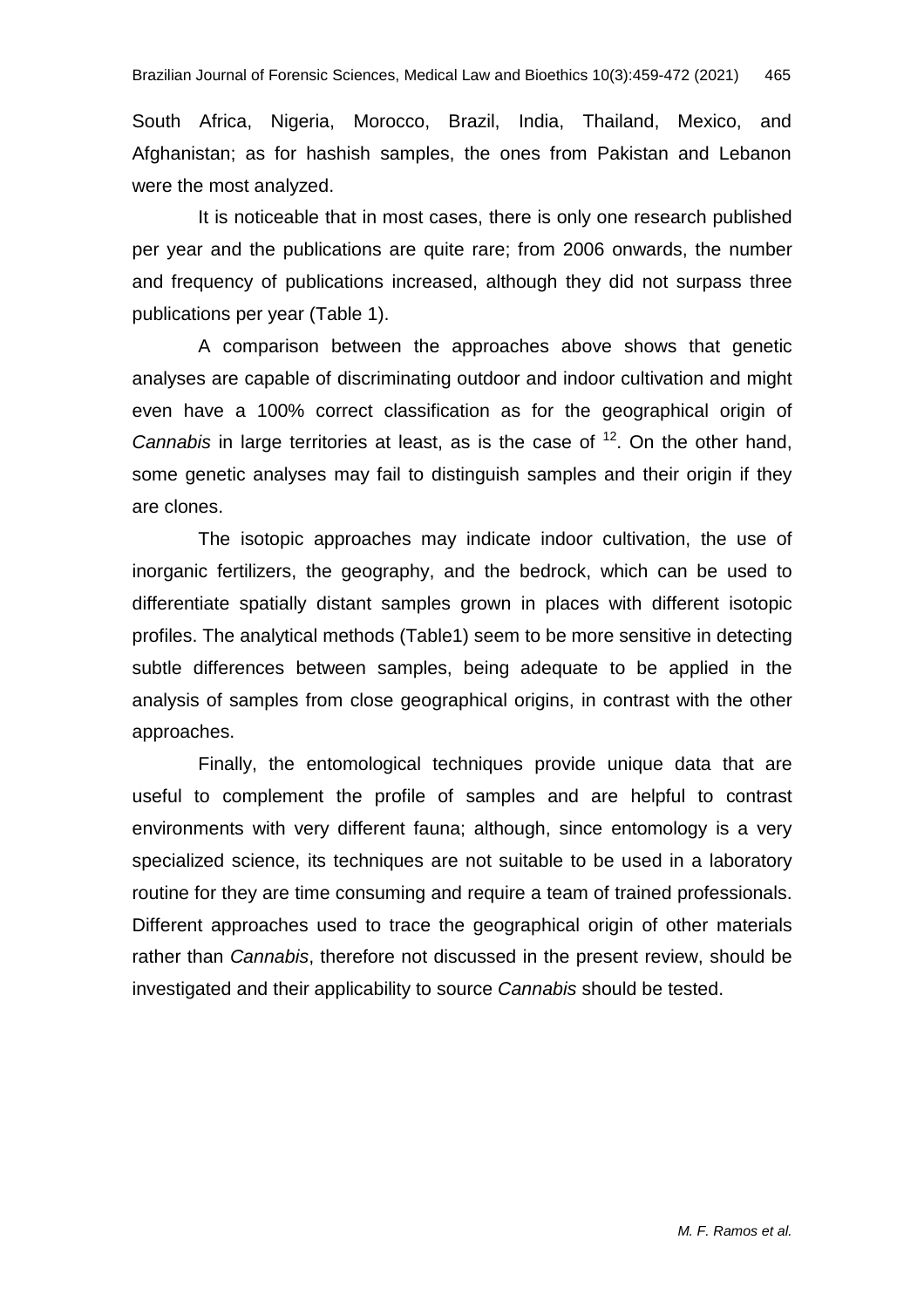South Africa, Nigeria, Morocco, Brazil, India, Thailand, Mexico, and Afghanistan; as for hashish samples, the ones from Pakistan and Lebanon were the most analyzed.

It is noticeable that in most cases, there is only one research published per year and the publications are quite rare; from 2006 onwards, the number and frequency of publications increased, although they did not surpass three publications per year (Table 1).

A comparison between the approaches above shows that genetic analyses are capable of discriminating outdoor and indoor cultivation and might even have a 100% correct classification as for the geographical origin of *Cannabis* in large territories at least, as is the case of [12]. On the other hand, some genetic analyses may fail to distinguish samples and their origin if they are clones.

The isotopic approaches may indicate indoor cultivation, the use of inorganic fertilizers, the geography, and the bedrock, which can be used to differentiate spatially distant samples grown in places with different isotopic profiles. The analytical methods (Table1) seem to be more sensitive in detecting subtle differences between samples, being adequate to be applied in the analysis of samples from close geographical origins, in contrast with the other approaches.

Finally, the entomological techniques provide unique data that are useful to complement the profile of samples and are helpful to contrast environments with very different fauna; although, since entomology is a very specialized science, its techniques are not suitable to be used in a laboratory routine for they are time consuming and require a team of trained professionals. Different approaches used to trace the geographical origin of other materials rather than *Cannabis*, therefore not discussed in the present review, should be investigated and their applicability to source *Cannabis* should be tested.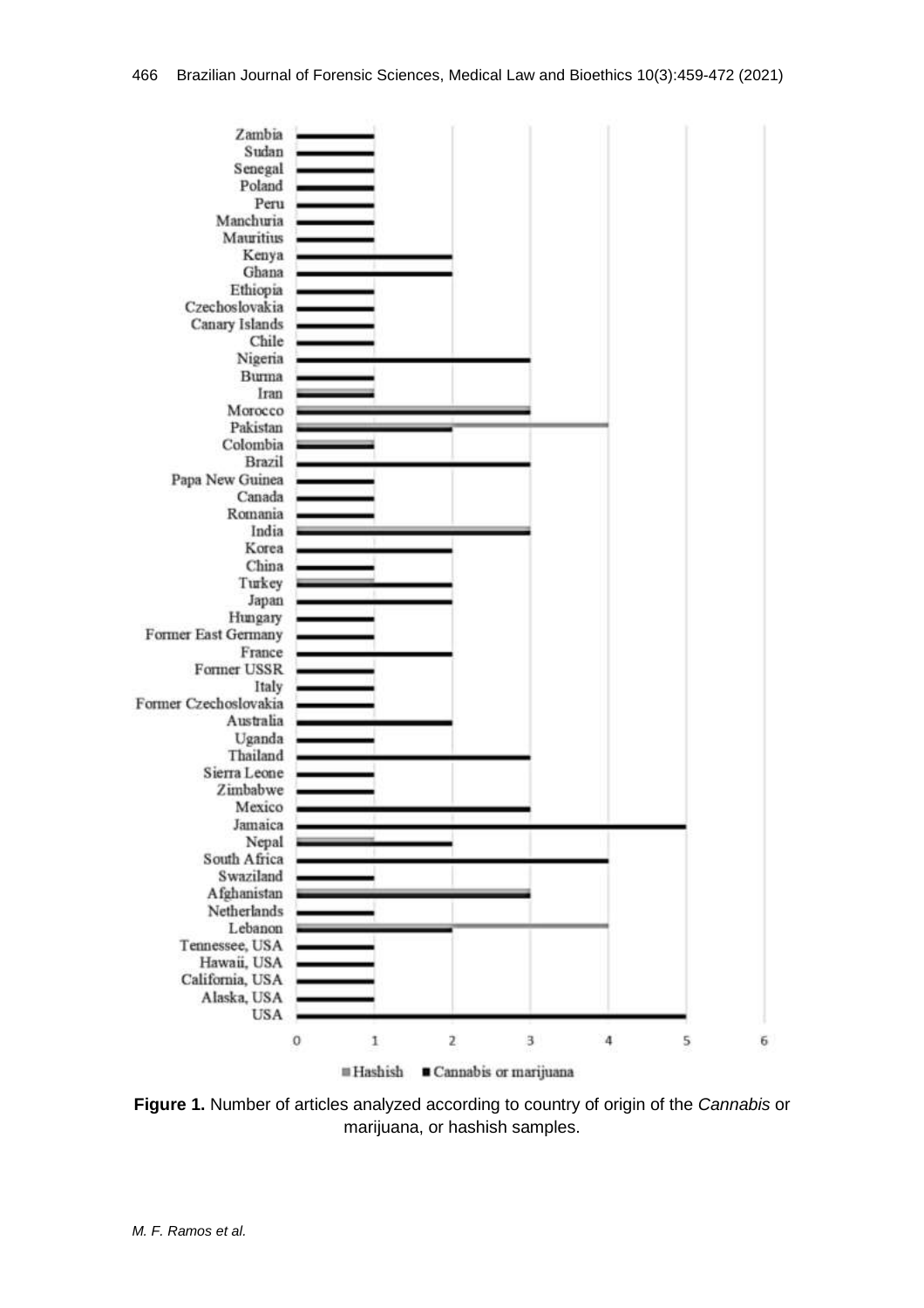**Figure 1.** Number of articles analyzed according to country of origin of the *Cannabis* or marijuana, or hashish samples.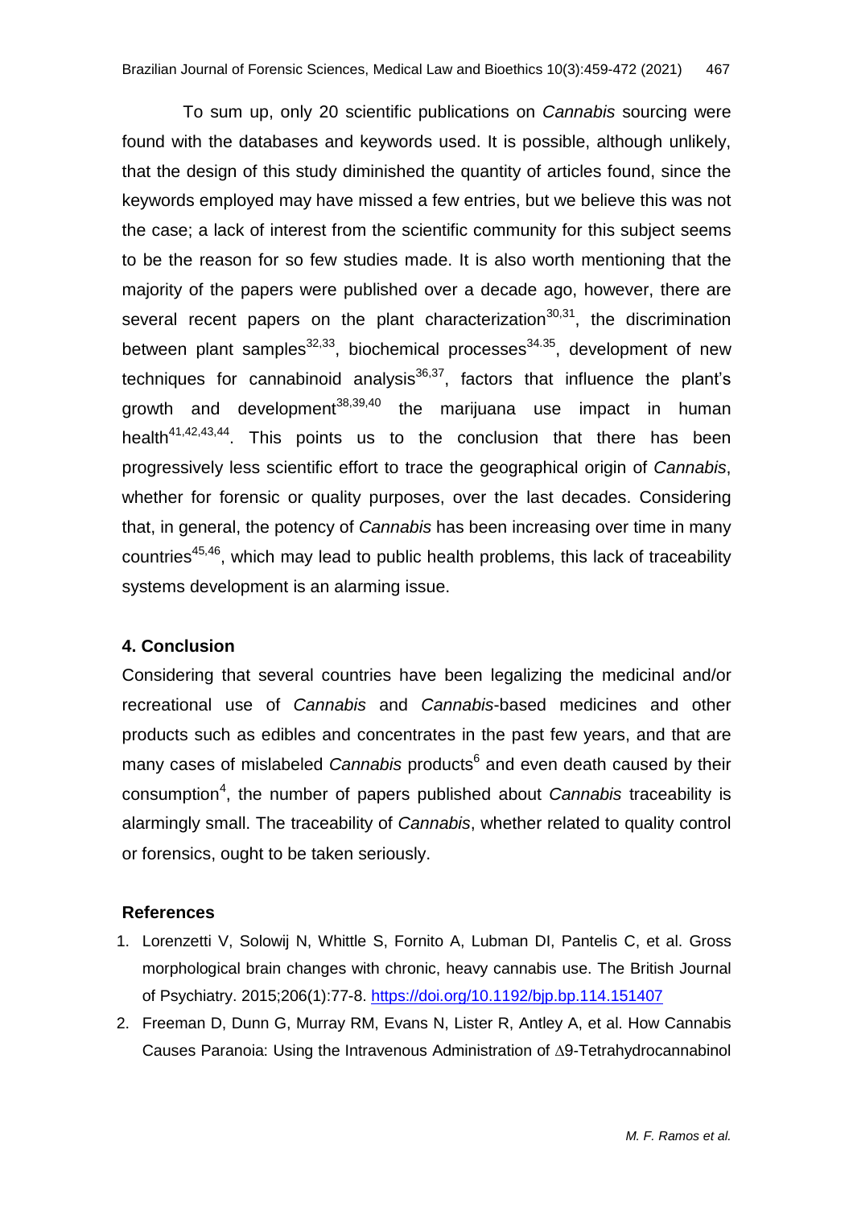To sum up, only 20 scientific publications on *Cannabis* sourcing were found with the databases and keywords used. It is possible, although unlikely, that the design of this study diminished the quantity of articles found, since the keywords employed may have missed a few entries, but we believe this was not the case; a lack of interest from the scientific community for this subject seems to be the reason for so few studies made. It is also worth mentioning that the majority of the papers were published over a decade ago, however, there are several recent papers on the plant characterization[30,31], the discrimination between plant samples[32,33], biochemical processes[34.35], development of new techniques for cannabinoid analysis[36,37], factors that influence the plant's growth and development[38,39,40] the marijuana use impact in human health[41,42,43,44]. This points us to the conclusion that there has been progressively less scientific effort to trace the geographical origin of *Cannabis*, whether for forensic or quality purposes, over the last decades. Considering that, in general, the potency of *Cannabis* has been increasing over time in many countries[45,46], which may lead to public health problems, this lack of traceability systems development is an alarming issue.

## 4. Conclusion

Considering that several countries have been legalizing the medicinal and/or recreational use of *Cannabis* and *Cannabis*-based medicines and other products such as edibles and concentrates in the past few years, and that are many cases of mislabeled *Cannabis* products[6] and even death caused by their consumption[4], the number of papers published about *Cannabis* traceability is alarmingly small. The traceability of *Cannabis*, whether related to quality control or forensics, ought to be taken seriously.

## References

1. Lorenzetti V, Solowij N, Whittle S, Fornito A, Lubman DI, Pantelis C, et al. Gross morphological brain changes with chronic, heavy cannabis use. The British Journal of Psychiatry. 2015;206(1):77-8. https://doi.org/10.1192/bjp.bp.114.151407
2. Freeman D, Dunn G, Murray RM, Evans N, Lister R, Antley A, et al. How Cannabis Causes Paranoia: Using the Intravenous Administration of ∆9-Tetrahydrocannabinol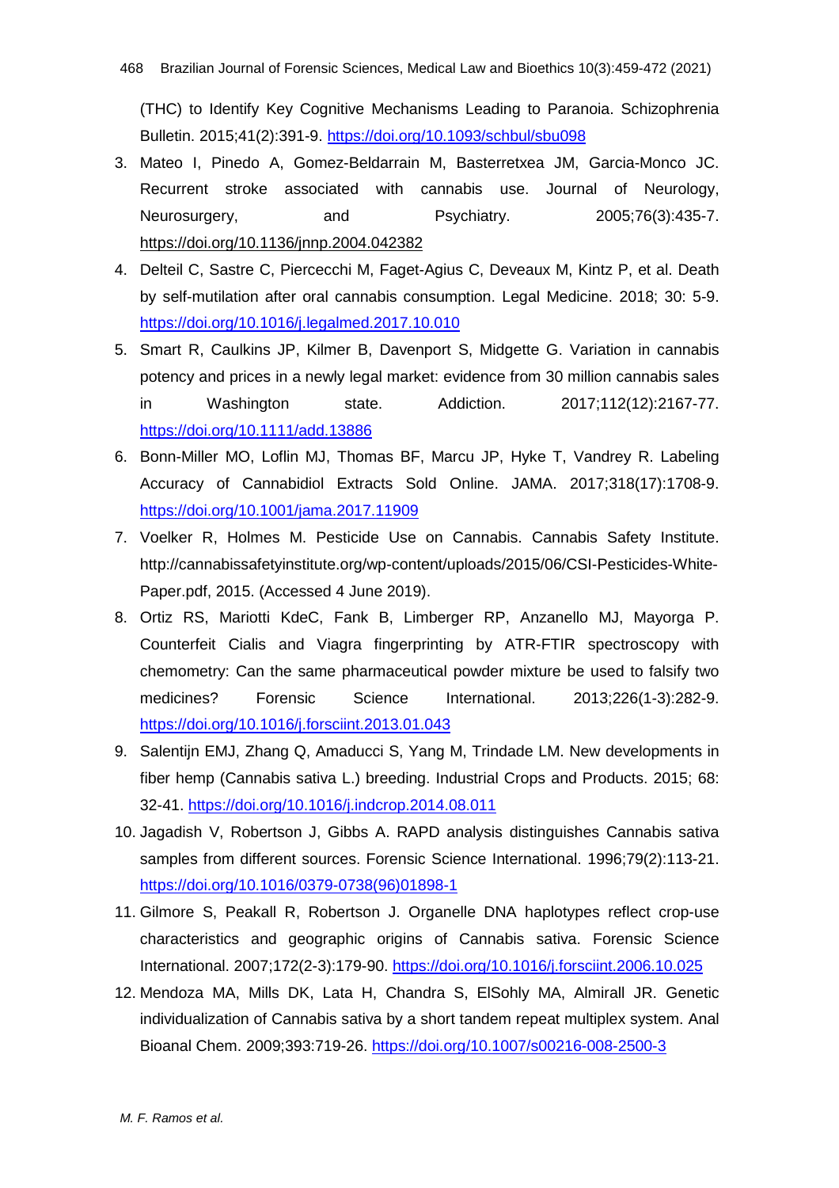(THC) to Identify Key Cognitive Mechanisms Leading to Paranoia. Schizophrenia Bulletin. 2015;41(2):391-9. https://doi.org/10.1093/schbul/sbu098

3. Mateo I, Pinedo A, Gomez-Beldarrain M, Basterretxea JM, Garcia-Monco JC. Recurrent stroke associated with cannabis use. Journal of Neurology, Neurosurgery, and Psychiatry. 2005;76(3):435-7. https://doi.org/10.1136/jnnp.2004.042382
4. Delteil C, Sastre C, Piercecchi M, Faget-Agius C, Deveaux M, Kintz P, et al. Death by self-mutilation after oral cannabis consumption. Legal Medicine. 2018; 30: 5-9. https://doi.org/10.1016/j.legalmed.2017.10.010
5. Smart R, Caulkins JP, Kilmer B, Davenport S, Midgette G. Variation in cannabis potency and prices in a newly legal market: evidence from 30 million cannabis sales in Washington state. Addiction. 2017;112(12):2167-77. https://doi.org/10.1111/add.13886
6. Bonn-Miller MO, Loflin MJ, Thomas BF, Marcu JP, Hyke T, Vandrey R. Labeling Accuracy of Cannabidiol Extracts Sold Online. JAMA. 2017;318(17):1708-9. https://doi.org/10.1001/jama.2017.11909
7. Voelker R, Holmes M. Pesticide Use on Cannabis. Cannabis Safety Institute. http://cannabissafetyinstitute.org/wp-content/uploads/2015/06/CSI-Pesticides-White-Paper.pdf, 2015. (Accessed 4 June 2019).
8. Ortiz RS, Mariotti KdeC, Fank B, Limberger RP, Anzanello MJ, Mayorga P. Counterfeit Cialis and Viagra fingerprinting by ATR-FTIR spectroscopy with chemometry: Can the same pharmaceutical powder mixture be used to falsify two medicines? Forensic Science International. 2013;226(1-3):282-9. https://doi.org/10.1016/j.forsciint.2013.01.043
9. Salentijn EMJ, Zhang Q, Amaducci S, Yang M, Trindade LM. New developments in fiber hemp (Cannabis sativa L.) breeding. Industrial Crops and Products. 2015; 68: 32-41. https://doi.org/10.1016/j.indcrop.2014.08.011
10. Jagadish V, Robertson J, Gibbs A. RAPD analysis distinguishes Cannabis sativa samples from different sources. Forensic Science International. 1996;79(2):113-21. https://doi.org/10.1016/0379-0738(96)01898-1
11. Gilmore S, Peakall R, Robertson J. Organelle DNA haplotypes reflect crop-use characteristics and geographic origins of Cannabis sativa. Forensic Science International. 2007;172(2-3):179-90. https://doi.org/10.1016/j.forsciint.2006.10.025
12. Mendoza MA, Mills DK, Lata H, Chandra S, ElSohly MA, Almirall JR. Genetic individualization of Cannabis sativa by a short tandem repeat multiplex system. Anal Bioanal Chem. 2009;393:719-26. https://doi.org/10.1007/s00216-008-2500-3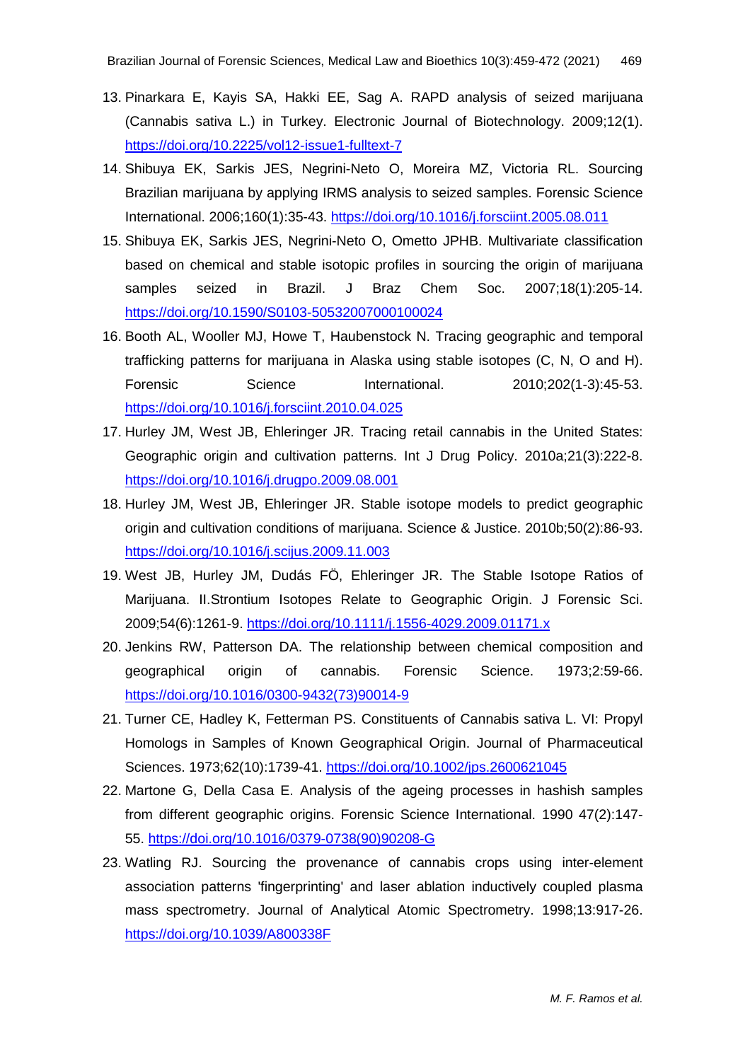13. Pinarkara E, Kayis SA, Hakki EE, Sag A. RAPD analysis of seized marijuana (Cannabis sativa L.) in Turkey. Electronic Journal of Biotechnology. 2009;12(1). https://doi.org/10.2225/vol12-issue1-fulltext-7
14. Shibuya EK, Sarkis JES, Negrini-Neto O, Moreira MZ, Victoria RL. Sourcing Brazilian marijuana by applying IRMS analysis to seized samples. Forensic Science International. 2006;160(1):35-43. https://doi.org/10.1016/j.forsciint.2005.08.011
15. Shibuya EK, Sarkis JES, Negrini-Neto O, Ometto JPHB. Multivariate classification based on chemical and stable isotopic profiles in sourcing the origin of marijuana samples seized in Brazil. J Braz Chem Soc. 2007;18(1):205-14. https://doi.org/10.1590/S0103-50532007000100024
16. Booth AL, Wooller MJ, Howe T, Haubenstock N. Tracing geographic and temporal trafficking patterns for marijuana in Alaska using stable isotopes (C, N, O and H). Forensic Science International. 2010;202(1-3):45-53. https://doi.org/10.1016/j.forsciint.2010.04.025
17. Hurley JM, West JB, Ehleringer JR. Tracing retail cannabis in the United States: Geographic origin and cultivation patterns. Int J Drug Policy. 2010a;21(3):222-8. https://doi.org/10.1016/j.drugpo.2009.08.001
18. Hurley JM, West JB, Ehleringer JR. Stable isotope models to predict geographic origin and cultivation conditions of marijuana. Science & Justice. 2010b;50(2):86-93. https://doi.org/10.1016/j.scijus.2009.11.003
19. West JB, Hurley JM, Dudás FÖ, Ehleringer JR. The Stable Isotope Ratios of Marijuana. II.Strontium Isotopes Relate to Geographic Origin. J Forensic Sci. 2009;54(6):1261-9. https://doi.org/10.1111/j.1556-4029.2009.01171.x
20. Jenkins RW, Patterson DA. The relationship between chemical composition and geographical origin of cannabis. Forensic Science. 1973;2:59-66. https://doi.org/10.1016/0300-9432(73)90014-9
21. Turner CE, Hadley K, Fetterman PS. Constituents of Cannabis sativa L. VI: Propyl Homologs in Samples of Known Geographical Origin. Journal of Pharmaceutical Sciences. 1973;62(10):1739-41. https://doi.org/10.1002/jps.2600621045
22. Martone G, Della Casa E. Analysis of the ageing processes in hashish samples from different geographic origins. Forensic Science International. 1990 47(2):147-55. https://doi.org/10.1016/0379-0738(90)90208-G
23. Watling RJ. Sourcing the provenance of cannabis crops using inter-element association patterns 'fingerprinting' and laser ablation inductively coupled plasma mass spectrometry. Journal of Analytical Atomic Spectrometry. 1998;13:917-26. https://doi.org/10.1039/A800338F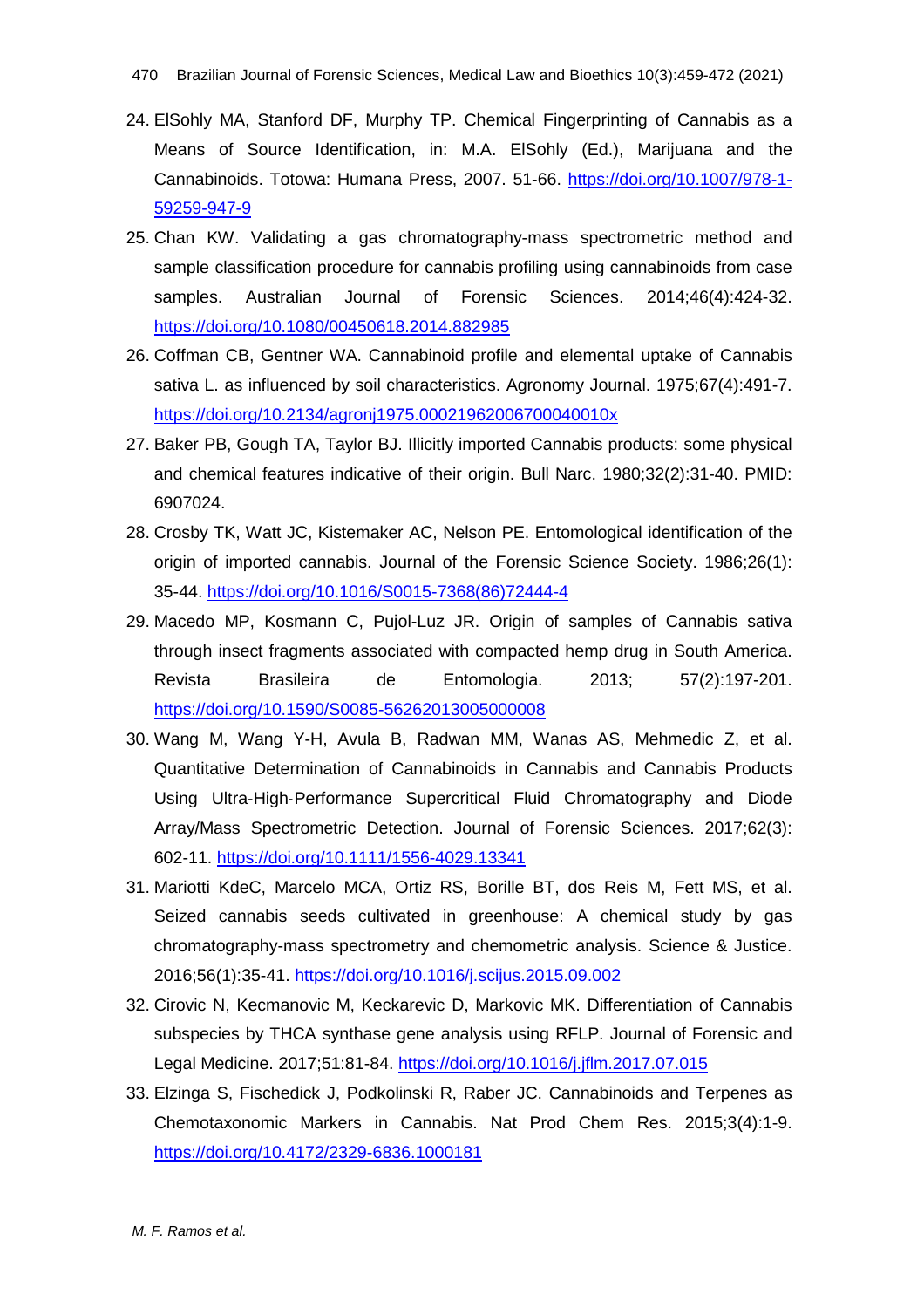24. ElSohly MA, Stanford DF, Murphy TP. Chemical Fingerprinting of Cannabis as a Means of Source Identification, in: M.A. ElSohly (Ed.), Marijuana and the Cannabinoids. Totowa: Humana Press, 2007. 51-66. https://doi.org/10.1007/978-1-59259-947-9

25. Chan KW. Validating a gas chromatography-mass spectrometric method and sample classification procedure for cannabis profiling using cannabinoids from case samples. Australian Journal of Forensic Sciences. 2014;46(4):424-32. https://doi.org/10.1080/00450618.2014.882985

26. Coffman CB, Gentner WA. Cannabinoid profile and elemental uptake of Cannabis sativa L. as influenced by soil characteristics. Agronomy Journal. 1975;67(4):491-7. https://doi.org/10.2134/agronj1975.00021962006700040010x

27. Baker PB, Gough TA, Taylor BJ. Illicitly imported Cannabis products: some physical and chemical features indicative of their origin. Bull Narc. 1980;32(2):31-40. PMID: 6907024.

28. Crosby TK, Watt JC, Kistemaker AC, Nelson PE. Entomological identification of the origin of imported cannabis. Journal of the Forensic Science Society. 1986;26(1): 35-44. https://doi.org/10.1016/S0015-7368(86)72444-4

29. Macedo MP, Kosmann C, Pujol-Luz JR. Origin of samples of Cannabis sativa through insect fragments associated with compacted hemp drug in South America. Revista Brasileira de Entomologia. 2013; 57(2):197-201. https://doi.org/10.1590/S0085-56262013005000008

30. Wang M, Wang Y-H, Avula B, Radwan MM, Wanas AS, Mehmedic Z, et al. Quantitative Determination of Cannabinoids in Cannabis and Cannabis Products Using Ultra-High-Performance Supercritical Fluid Chromatography and Diode Array/Mass Spectrometric Detection. Journal of Forensic Sciences. 2017;62(3): 602-11. https://doi.org/10.1111/1556-4029.13341

31. Mariotti KdeC, Marcelo MCA, Ortiz RS, Borille BT, dos Reis M, Fett MS, et al. Seized cannabis seeds cultivated in greenhouse: A chemical study by gas chromatography-mass spectrometry and chemometric analysis. Science & Justice. 2016;56(1):35-41. https://doi.org/10.1016/j.scijus.2015.09.002

32. Cirovic N, Kecmanovic M, Keckarevic D, Markovic MK. Differentiation of Cannabis subspecies by THCA synthase gene analysis using RFLP. Journal of Forensic and Legal Medicine. 2017;51:81-84. https://doi.org/10.1016/j.jflm.2017.07.015

33. Elzinga S, Fischedick J, Podkolinski R, Raber JC. Cannabinoids and Terpenes as Chemotaxonomic Markers in Cannabis. Nat Prod Chem Res. 2015;3(4):1-9. https://doi.org/10.4172/2329-6836.1000181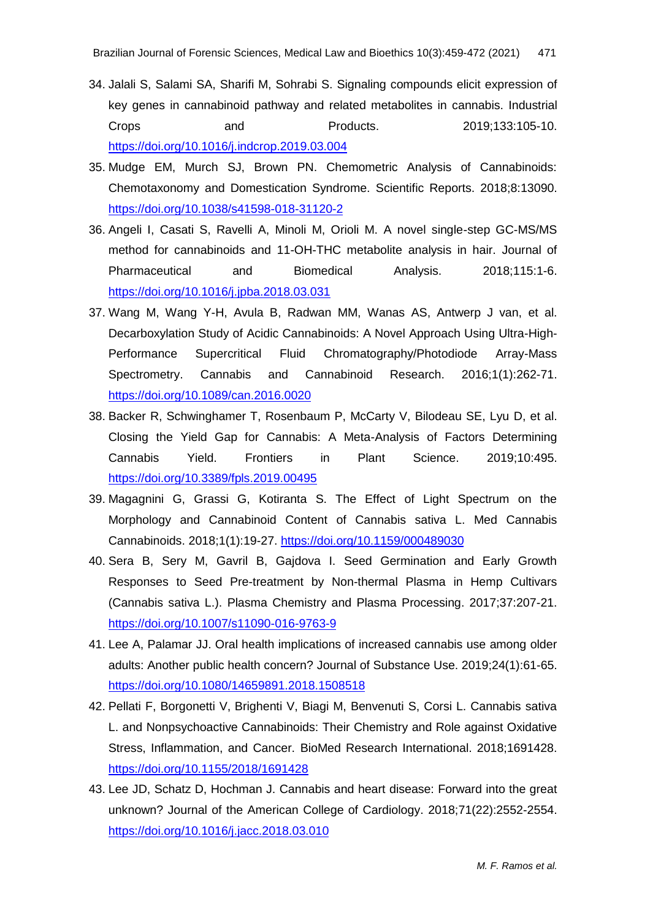34. Jalali S, Salami SA, Sharifi M, Sohrabi S. Signaling compounds elicit expression of key genes in cannabinoid pathway and related metabolites in cannabis. Industrial Crops and Products. 2019;133:105-10. https://doi.org/10.1016/j.indcrop.2019.03.004

35. Mudge EM, Murch SJ, Brown PN. Chemometric Analysis of Cannabinoids: Chemotaxonomy and Domestication Syndrome. Scientific Reports. 2018;8:13090. https://doi.org/10.1038/s41598-018-31120-2

36. Angeli I, Casati S, Ravelli A, Minoli M, Orioli M. A novel single-step GC-MS/MS method for cannabinoids and 11-OH-THC metabolite analysis in hair. Journal of Pharmaceutical and Biomedical Analysis. 2018;115:1-6. https://doi.org/10.1016/j.jpba.2018.03.031

37. Wang M, Wang Y-H, Avula B, Radwan MM, Wanas AS, Antwerp J van, et al. Decarboxylation Study of Acidic Cannabinoids: A Novel Approach Using Ultra-High-Performance Supercritical Fluid Chromatography/Photodiode Array-Mass Spectrometry. Cannabis and Cannabinoid Research. 2016;1(1):262-71. https://doi.org/10.1089/can.2016.0020

38. Backer R, Schwinghamer T, Rosenbaum P, McCarty V, Bilodeau SE, Lyu D, et al. Closing the Yield Gap for Cannabis: A Meta-Analysis of Factors Determining Cannabis Yield. Frontiers in Plant Science. 2019;10:495. https://doi.org/10.3389/fpls.2019.00495

39. Magagnini G, Grassi G, Kotiranta S. The Effect of Light Spectrum on the Morphology and Cannabinoid Content of Cannabis sativa L. Med Cannabis Cannabinoids. 2018;1(1):19-27. https://doi.org/10.1159/000489030

40. Sera B, Sery M, Gavril B, Gajdova I. Seed Germination and Early Growth Responses to Seed Pre-treatment by Non-thermal Plasma in Hemp Cultivars (Cannabis sativa L.). Plasma Chemistry and Plasma Processing. 2017;37:207-21. https://doi.org/10.1007/s11090-016-9763-9

41. Lee A, Palamar JJ. Oral health implications of increased cannabis use among older adults: Another public health concern? Journal of Substance Use. 2019;24(1):61-65. https://doi.org/10.1080/14659891.2018.1508518

42. Pellati F, Borgonetti V, Brighenti V, Biagi M, Benvenuti S, Corsi L. Cannabis sativa L. and Nonpsychoactive Cannabinoids: Their Chemistry and Role against Oxidative Stress, Inflammation, and Cancer. BioMed Research International. 2018;1691428. https://doi.org/10.1155/2018/1691428

43. Lee JD, Schatz D, Hochman J. Cannabis and heart disease: Forward into the great unknown? Journal of the American College of Cardiology. 2018;71(22):2552-2554. https://doi.org/10.1016/j.jacc.2018.03.010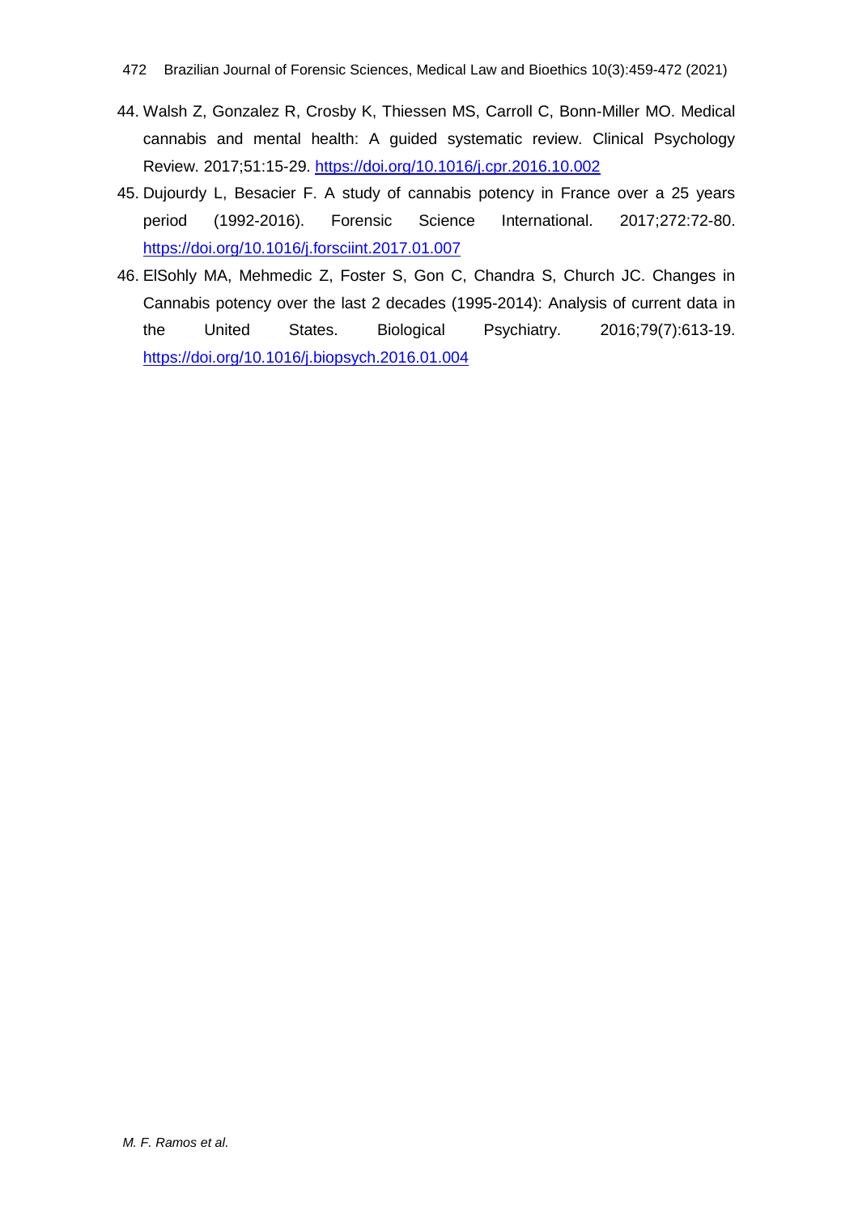44. Walsh Z, Gonzalez R, Crosby K, Thiessen MS, Carroll C, Bonn-Miller MO. Medical cannabis and mental health: A guided systematic review. Clinical Psychology Review. 2017;51:15-29. https://doi.org/10.1016/j.cpr.2016.10.002
45. Dujourdy L, Besacier F. A study of cannabis potency in France over a 25 years period (1992-2016). Forensic Science International. 2017;272:72-80. https://doi.org/10.1016/j.forsciint.2017.01.007
46. ElSohly MA, Mehmedic Z, Foster S, Gon C, Chandra S, Church JC. Changes in Cannabis potency over the last 2 decades (1995-2014): Analysis of current data in the United States. Biological Psychiatry. 2016;79(7):613-19. https://doi.org/10.1016/j.biopsych.2016.01.004